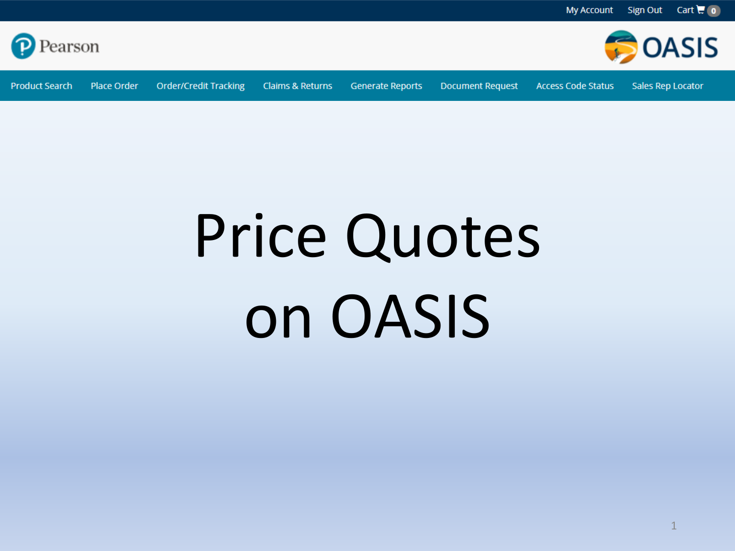My Account  Sign Out  Cart 0

Pearson

OASIS

Product Search | Place Order | Order/Credit Tracking | Claims & Returns | Generate Reports | Document Request | Access Code Status | Sales Rep Locator

# Price Quotes on OASIS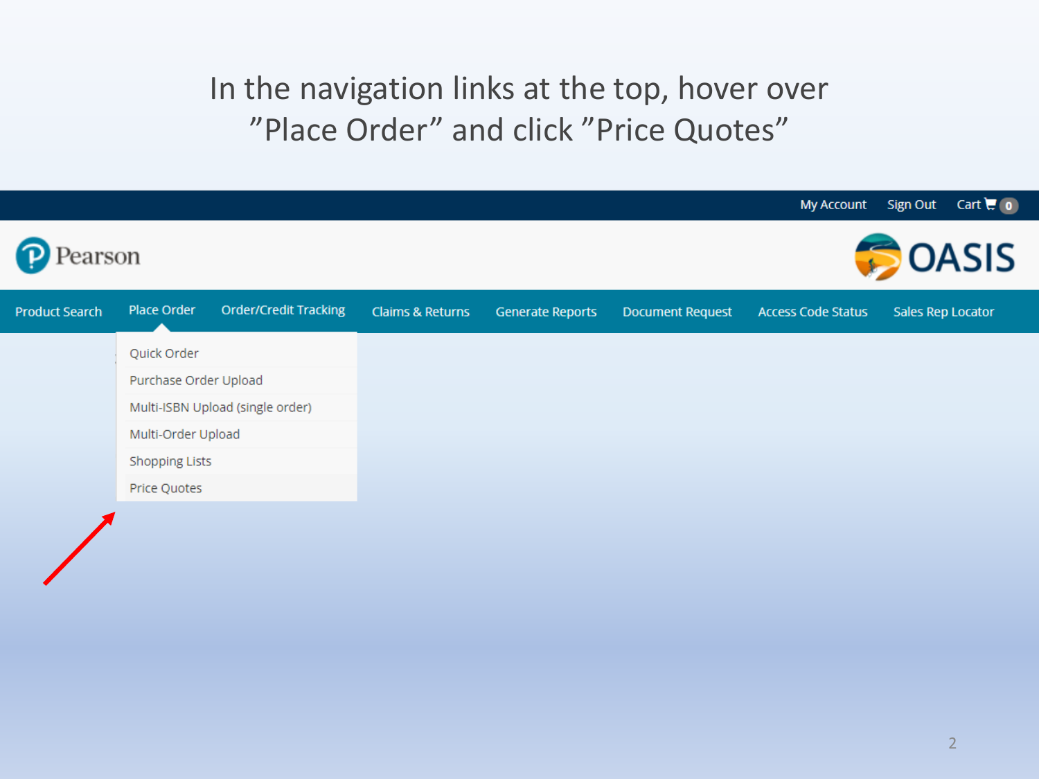# In the navigation links at the top, hover over "Place Order" and click "Price Quotes"

My Account Sign Out Cart 0

Pearson

OASIS

Product Search | Place Order | Order/Credit Tracking | Claims & Returns | Generate Reports | Document Request | Access Code Status | Sales Rep Locator

- Quick Order
- Purchase Order Upload
- Multi-ISBN Upload (single order)
- Multi-Order Upload
- Shopping Lists
- Price Quotes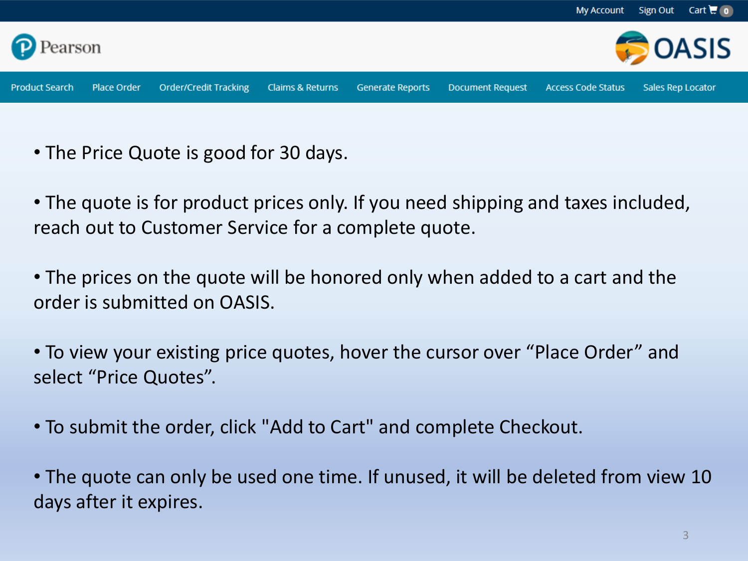- The Price Quote is good for 30 days.

- The quote is for product prices only. If you need shipping and taxes included, reach out to Customer Service for a complete quote.

- The prices on the quote will be honored only when added to a cart and the order is submitted on OASIS.

- To view your existing price quotes, hover the cursor over "Place Order" and select "Price Quotes".

- To submit the order, click "Add to Cart" and complete Checkout.

- The quote can only be used one time. If unused, it will be deleted from view 10 days after it expires.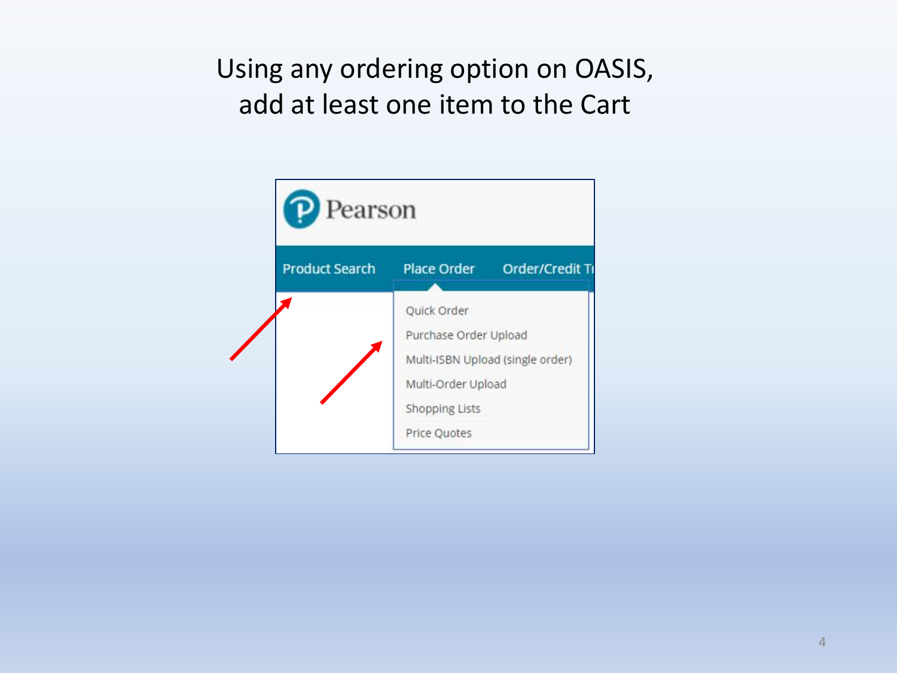# Using any ordering option on OASIS, add at least one item to the Cart

Pearson

Product Search | Place Order | Order/Credit Tr

- Quick Order
- Purchase Order Upload
- Multi-ISBN Upload (single order)
- Multi-Order Upload
- Shopping Lists
- Price Quotes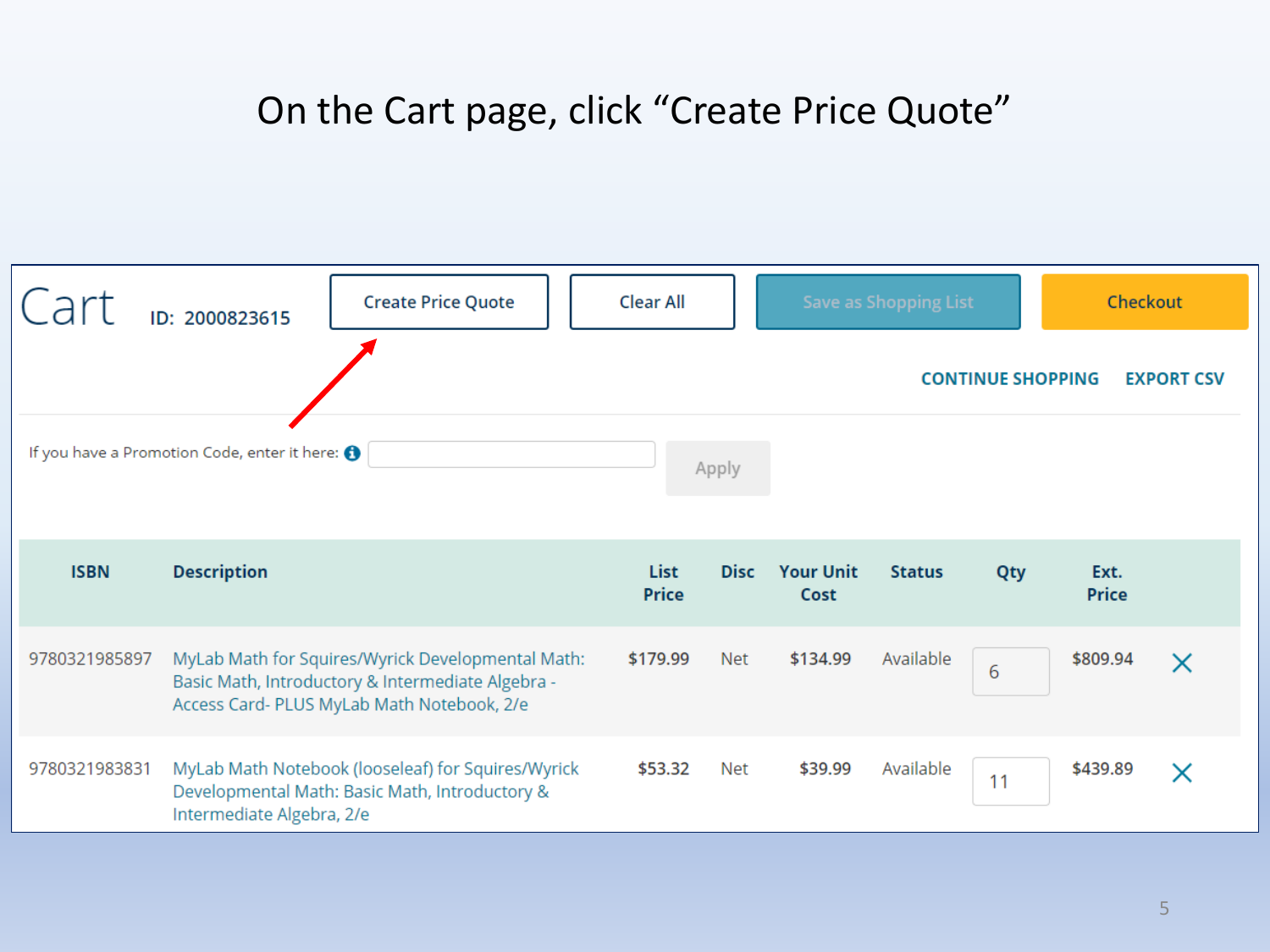# On the Cart page, click "Create Price Quote"

Cart ID: 2000823615

Create Price Quote | Clear All | Save as Shopping List | Checkout

CONTINUE SHOPPING EXPORT CSV

If you have a Promotion Code, enter it here: Apply

| ISBN | Description | List Price | Disc | Your Unit Cost | Status | Qty | Ext. Price |
|---|---|---|---|---|---|---|---|
| 9780321985897 | MyLab Math for Squires/Wyrick Developmental Math: Basic Math, Introductory & Intermediate Algebra - Access Card- PLUS MyLab Math Notebook, 2/e | $179.99 | Net | $134.99 | Available | 6 | $809.94 |
| 9780321983831 | MyLab Math Notebook (looseleaf) for Squires/Wyrick Developmental Math: Basic Math, Introductory & Intermediate Algebra, 2/e | $53.32 | Net | $39.99 | Available | 11 | $439.89 |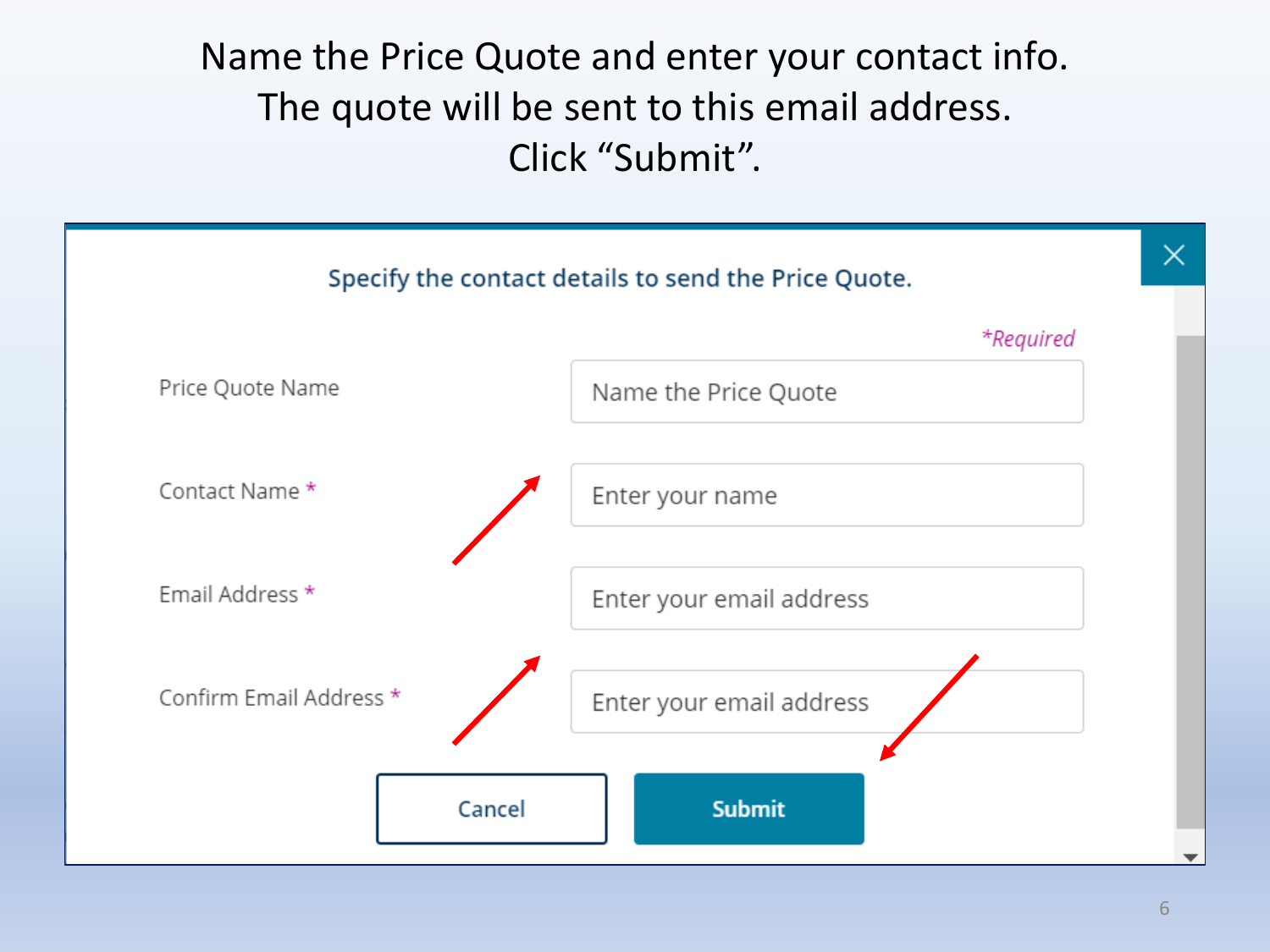Name the Price Quote and enter your contact info.
The quote will be sent to this email address.
Click "Submit".

Specify the contact details to send the Price Quote.

*Required

Price Quote Name: Name the Price Quote

Contact Name *: Enter your name

Email Address *: Enter your email address

Confirm Email Address *: Enter your email address

Cancel | Submit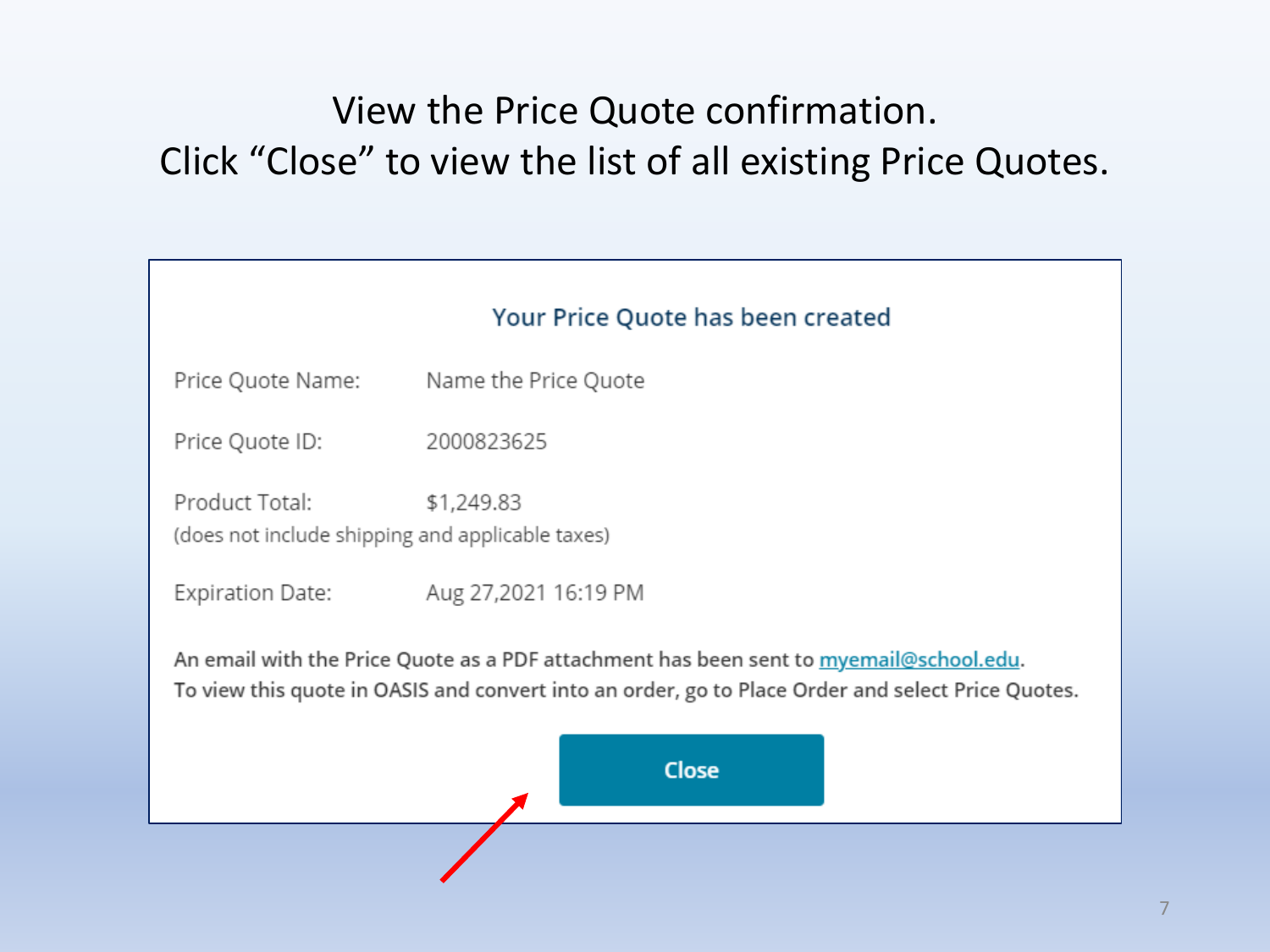View the Price Quote confirmation.
Click “Close” to view the list of all existing Price Quotes.

### Your Price Quote has been created

Price Quote Name: Name the Price Quote

Price Quote ID: 2000823625

Product Total: $1,249.83
(does not include shipping and applicable taxes)

Expiration Date: Aug 27,2021 16:19 PM

An email with the Price Quote as a PDF attachment has been sent to myemail@school.edu.
To view this quote in OASIS and convert into an order, go to Place Order and select Price Quotes.

Close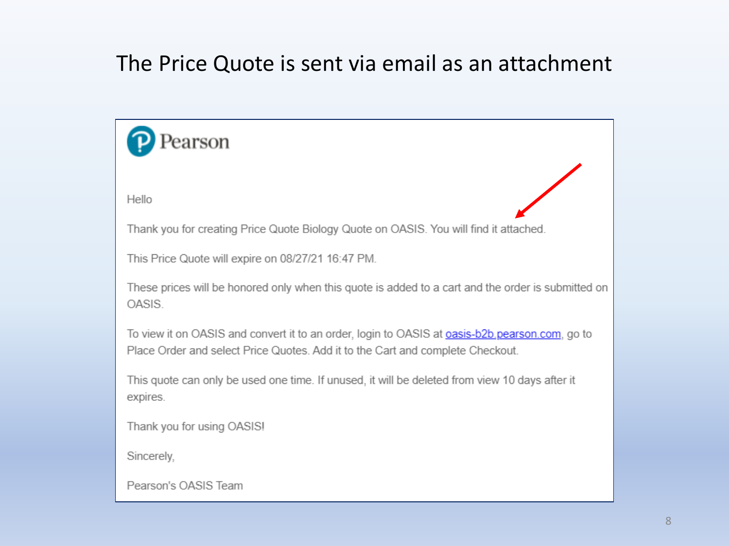# The Price Quote is sent via email as an attachment

Pearson

Hello

Thank you for creating Price Quote Biology Quote on OASIS. You will find it attached.

This Price Quote will expire on 08/27/21 16:47 PM.

These prices will be honored only when this quote is added to a cart and the order is submitted on OASIS.

To view it on OASIS and convert it to an order, login to OASIS at oasis-b2b.pearson.com, go to Place Order and select Price Quotes. Add it to the Cart and complete Checkout.

This quote can only be used one time. If unused, it will be deleted from view 10 days after it expires.

Thank you for using OASIS!

Sincerely,

Pearson's OASIS Team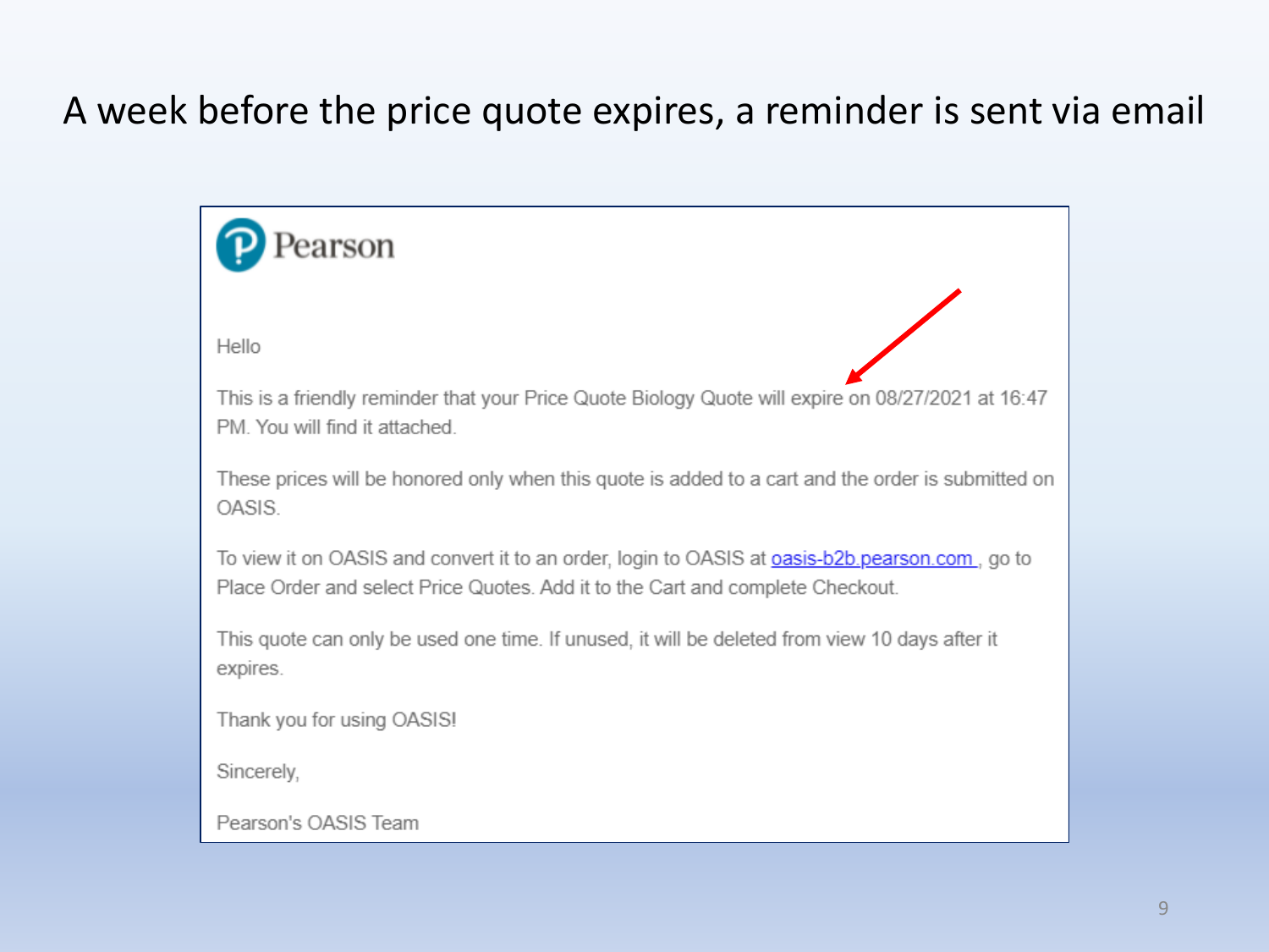# A week before the price quote expires, a reminder is sent via email

Pearson

Hello

This is a friendly reminder that your Price Quote Biology Quote will expire on 08/27/2021 at 16:47 PM. You will find it attached.

These prices will be honored only when this quote is added to a cart and the order is submitted on OASIS.

To view it on OASIS and convert it to an order, login to OASIS at oasis-b2b.pearson.com , go to Place Order and select Price Quotes. Add it to the Cart and complete Checkout.

This quote can only be used one time. If unused, it will be deleted from view 10 days after it expires.

Thank you for using OASIS!

Sincerely,

Pearson's OASIS Team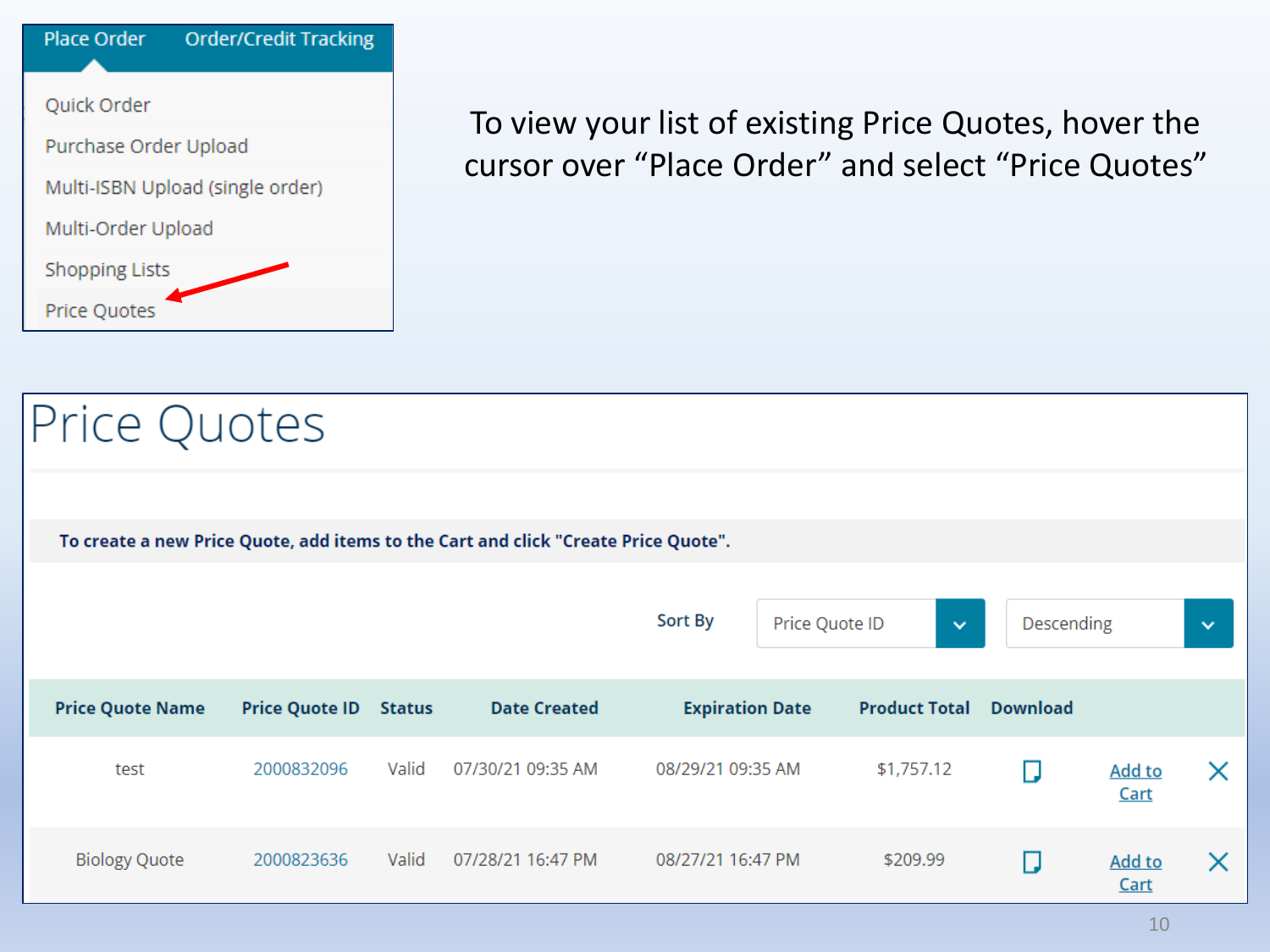Place Order | Order/Credit Tracking

- Quick Order
- Purchase Order Upload
- Multi-ISBN Upload (single order)
- Multi-Order Upload
- Shopping Lists
- Price Quotes

To view your list of existing Price Quotes, hover the cursor over "Place Order" and select "Price Quotes"

# Price Quotes

**To create a new Price Quote, add items to the Cart and click "Create Price Quote".**

Sort By: Price Quote ID | Descending

| Price Quote Name | Price Quote ID | Status | Date Created | Expiration Date | Product Total | Download | | |
|---|---|---|---|---|---|---|---|---|
| test | 2000832096 | Valid | 07/30/21 09:35 AM | 08/29/21 09:35 AM | $1,757.12 | | Add to Cart | X |
| Biology Quote | 2000823636 | Valid | 07/28/21 16:47 PM | 08/27/21 16:47 PM | $209.99 | | Add to Cart | X |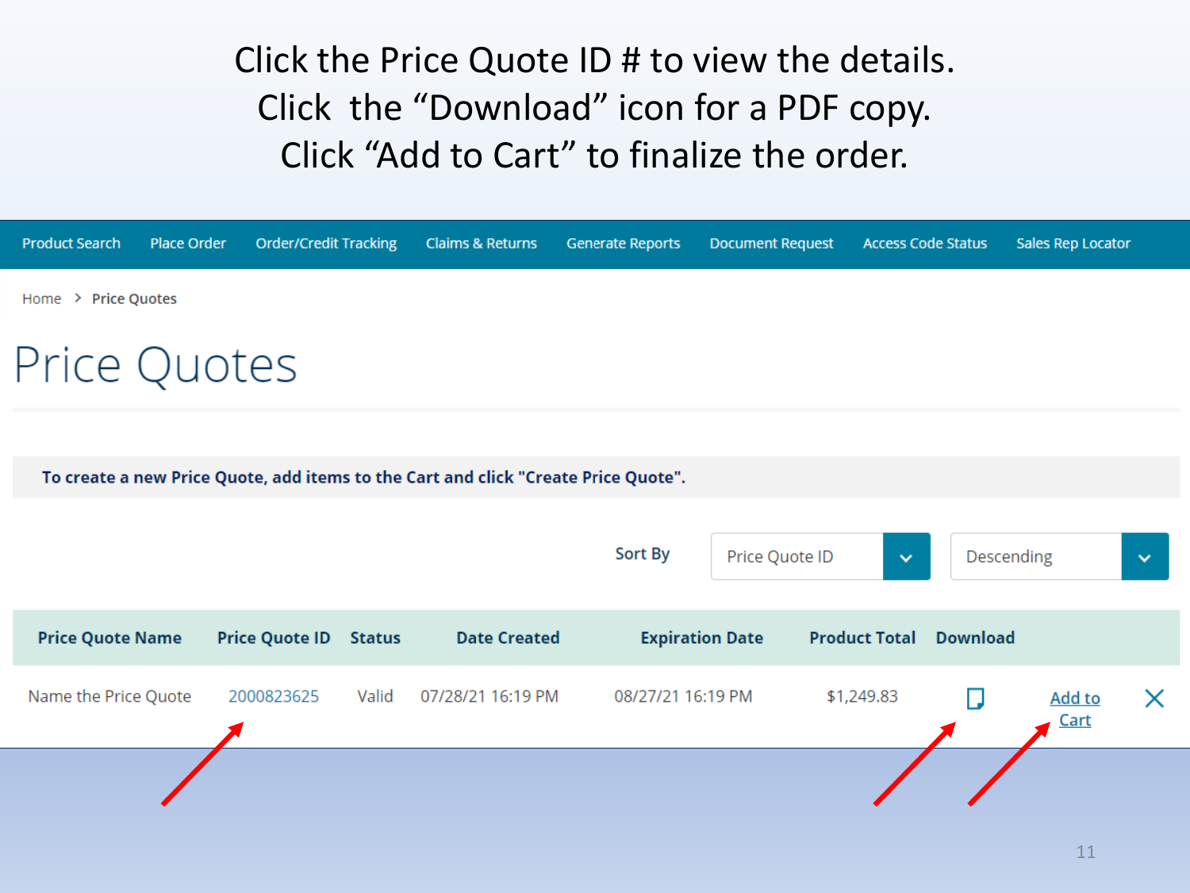Click the Price Quote ID # to view the details.
Click the "Download" icon for a PDF copy.
Click "Add to Cart" to finalize the order.

Product Search | Place Order | Order/Credit Tracking | Claims & Returns | Generate Reports | Document Request | Access Code Status | Sales Rep Locator

Home > Price Quotes

# Price Quotes

**To create a new Price Quote, add items to the Cart and click "Create Price Quote".**

Sort By: Price Quote ID | Descending

| Price Quote Name | Price Quote ID | Status | Date Created | Expiration Date | Product Total | Download | | |
|---|---|---|---|---|---|---|---|---|
| Name the Price Quote | 2000823625 | Valid | 07/28/21 16:19 PM | 08/27/21 16:19 PM | $1,249.83 | | Add to Cart | X |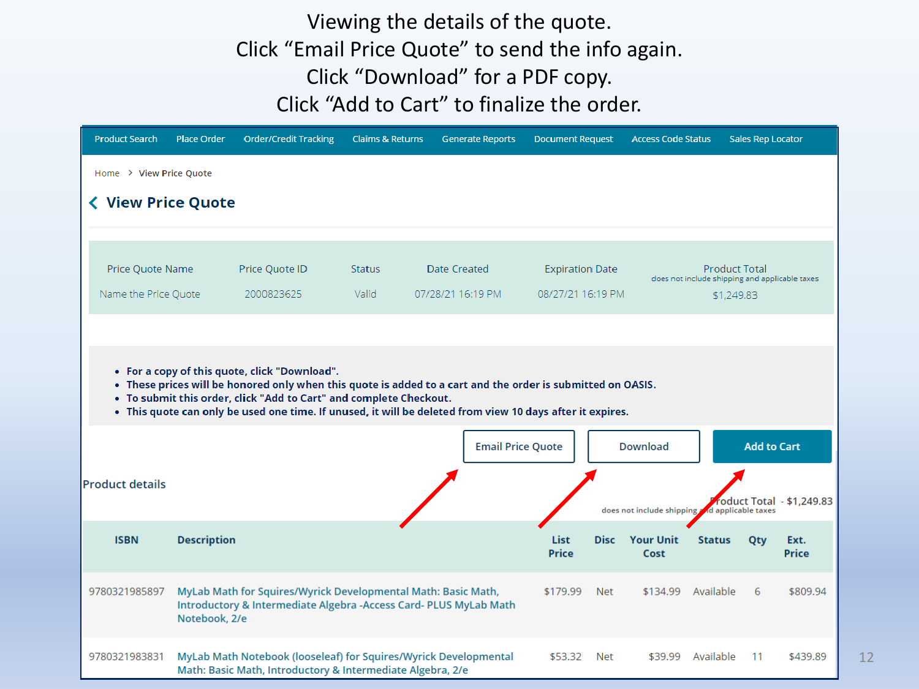Viewing the details of the quote.
Click "Email Price Quote" to send the info again.
Click "Download" for a PDF copy.
Click "Add to Cart" to finalize the order.

Product Search | Place Order | Order/Credit Tracking | Claims & Returns | Generate Reports | Document Request | Access Code Status | Sales Rep Locator

Home > View Price Quote

## View Price Quote

| Price Quote Name | Price Quote ID | Status | Date Created | Expiration Date | Product Total (does not include shipping and applicable taxes) |
|---|---|---|---|---|---|
| Name the Price Quote | 2000823625 | Valid | 07/28/21 16:19 PM | 08/27/21 16:19 PM | $1,249.83 |

- **For a copy of this quote, click "Download".**
- **These prices will be honored only when this quote is added to a cart and the order is submitted on OASIS.**
- **To submit this order, click "Add to Cart" and complete Checkout.**
- **This quote can only be used one time. If unused, it will be deleted from view 10 days after it expires.**

Email Price Quote | Download | Add to Cart

**Product details**

Product Total - $1,249.83
does not include shipping and applicable taxes

| ISBN | Description | List Price | Disc | Your Unit Cost | Status | Qty | Ext. Price |
|---|---|---|---|---|---|---|---|
| 9780321985897 | MyLab Math for Squires/Wyrick Developmental Math: Basic Math, Introductory & Intermediate Algebra -Access Card- PLUS MyLab Math Notebook, 2/e | $179.99 | Net | $134.99 | Available | 6 | $809.94 |
| 9780321983831 | MyLab Math Notebook (looseleaf) for Squires/Wyrick Developmental Math: Basic Math, Introductory & Intermediate Algebra, 2/e | $53.32 | Net | $39.99 | Available | 11 | $439.89 |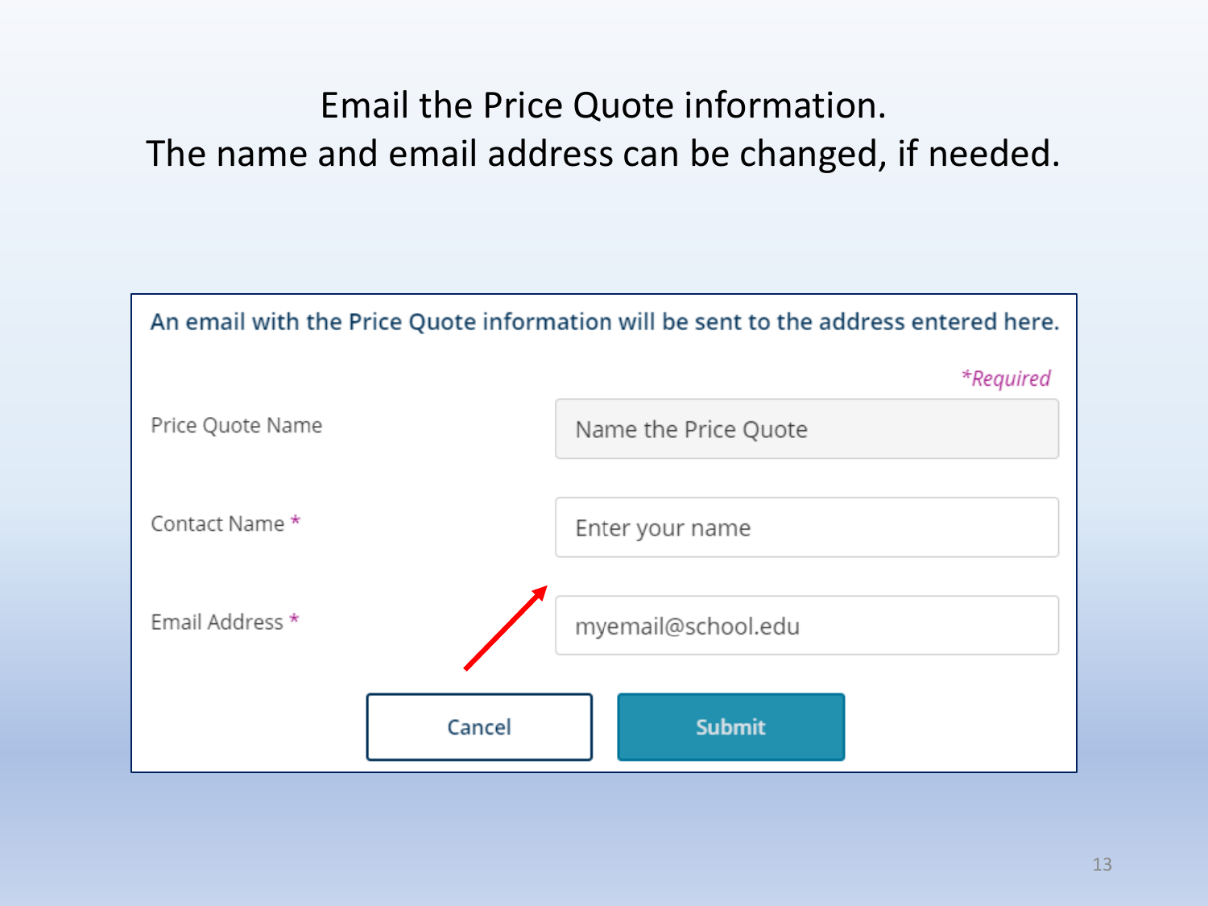# Email the Price Quote information.
# The name and email address can be changed, if needed.

An email with the Price Quote information will be sent to the address entered here.

*Required

Price Quote Name: Name the Price Quote

Contact Name *: Enter your name

Email Address *: myemail@school.edu

Cancel | Submit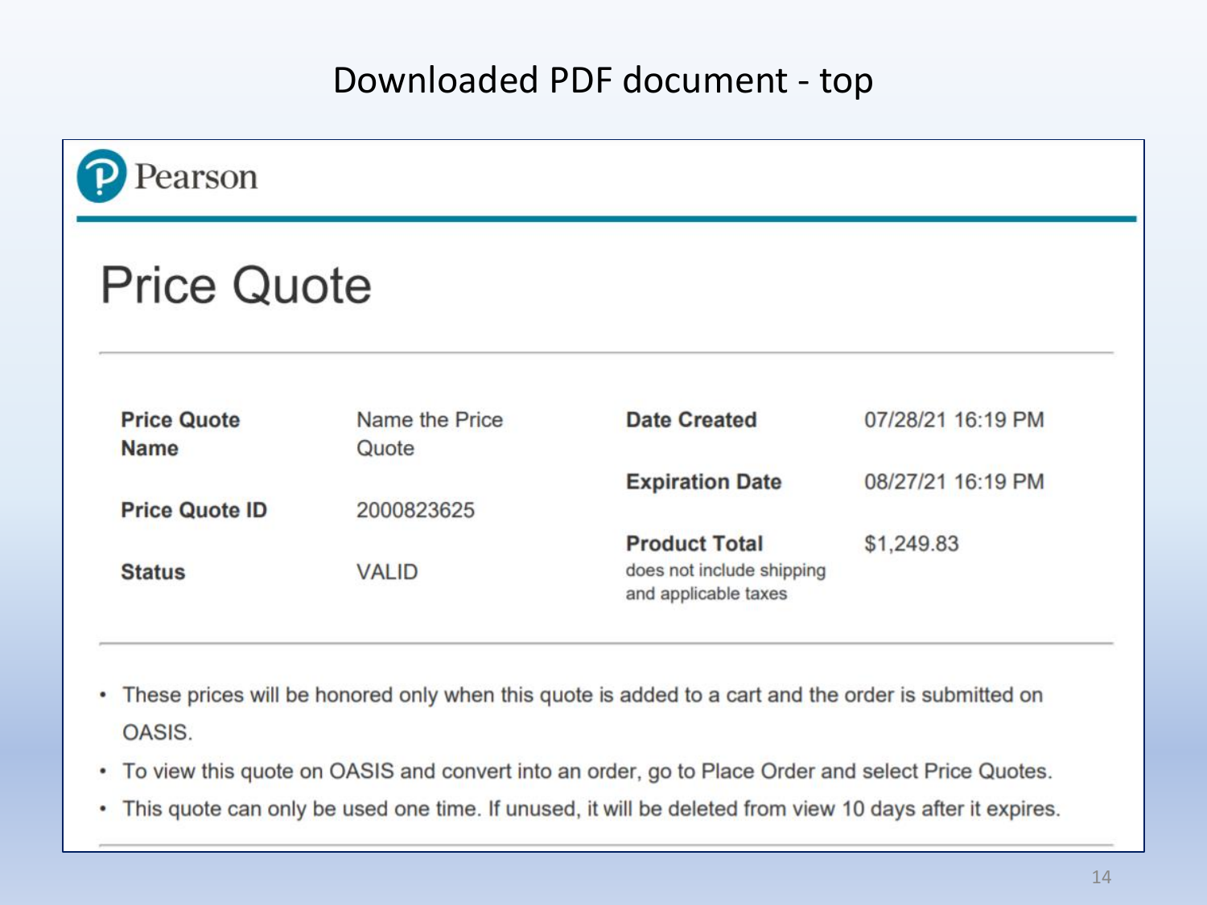# Downloaded PDF document - top

Pearson

## Price Quote

| | | | |
|---|---|---|---|
| **Price Quote Name** | Name the Price Quote | **Date Created** | 07/28/21 16:19 PM |
| | | **Expiration Date** | 08/27/21 16:19 PM |
| **Price Quote ID** | 2000823625 | | |
| **Status** | VALID | **Product Total** does not include shipping and applicable taxes | $1,249.83 |

- These prices will be honored only when this quote is added to a cart and the order is submitted on OASIS.
- To view this quote on OASIS and convert into an order, go to Place Order and select Price Quotes.
- This quote can only be used one time. If unused, it will be deleted from view 10 days after it expires.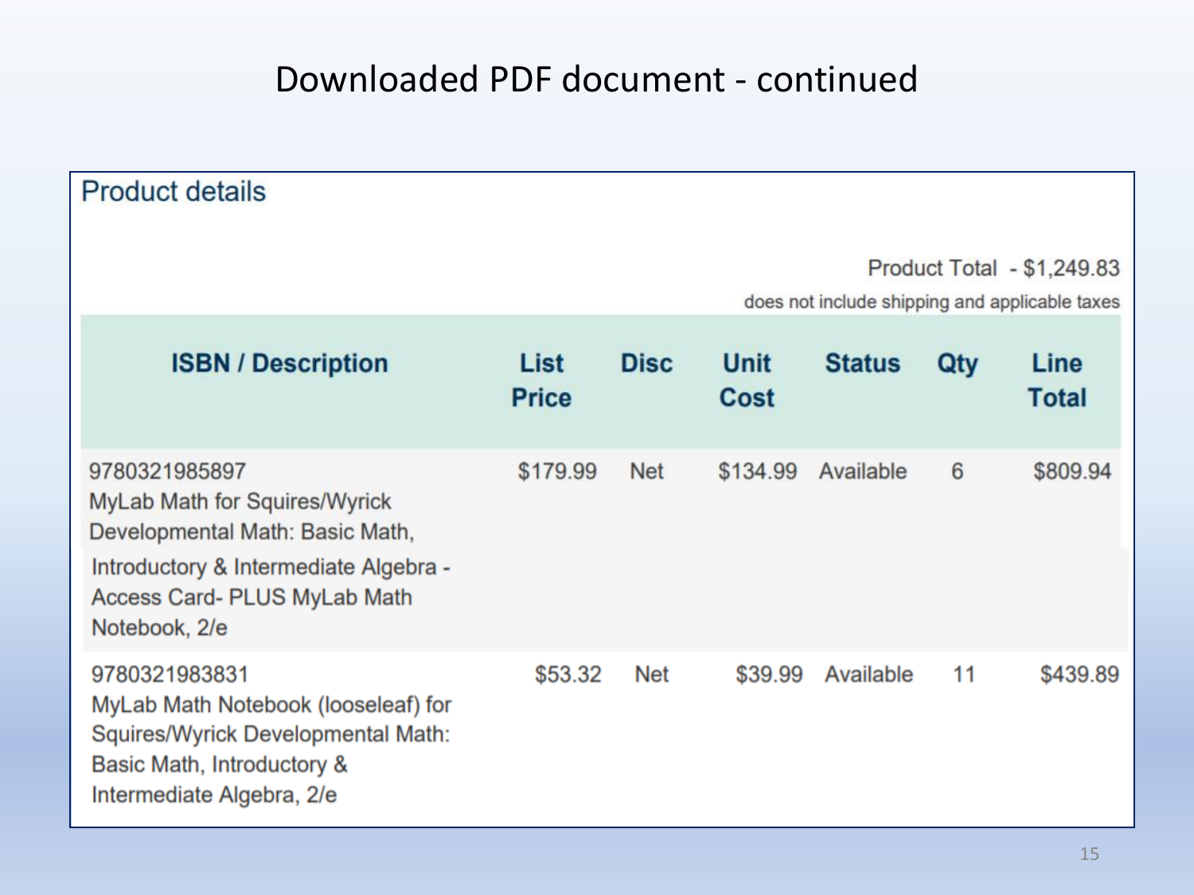# Downloaded PDF document - continued

## Product details

Product Total - $1,249.83

does not include shipping and applicable taxes

| ISBN / Description | List Price | Disc | Unit Cost | Status | Qty | Line Total |
|---|---|---|---|---|---|---|
| 9780321985897 MyLab Math for Squires/Wyrick Developmental Math: Basic Math, Introductory & Intermediate Algebra - Access Card- PLUS MyLab Math Notebook, 2/e | $179.99 | Net | $134.99 | Available | 6 | $809.94 |
| 9780321983831 MyLab Math Notebook (looseleaf) for Squires/Wyrick Developmental Math: Basic Math, Introductory & Intermediate Algebra, 2/e | $53.32 | Net | $39.99 | Available | 11 | $439.89 |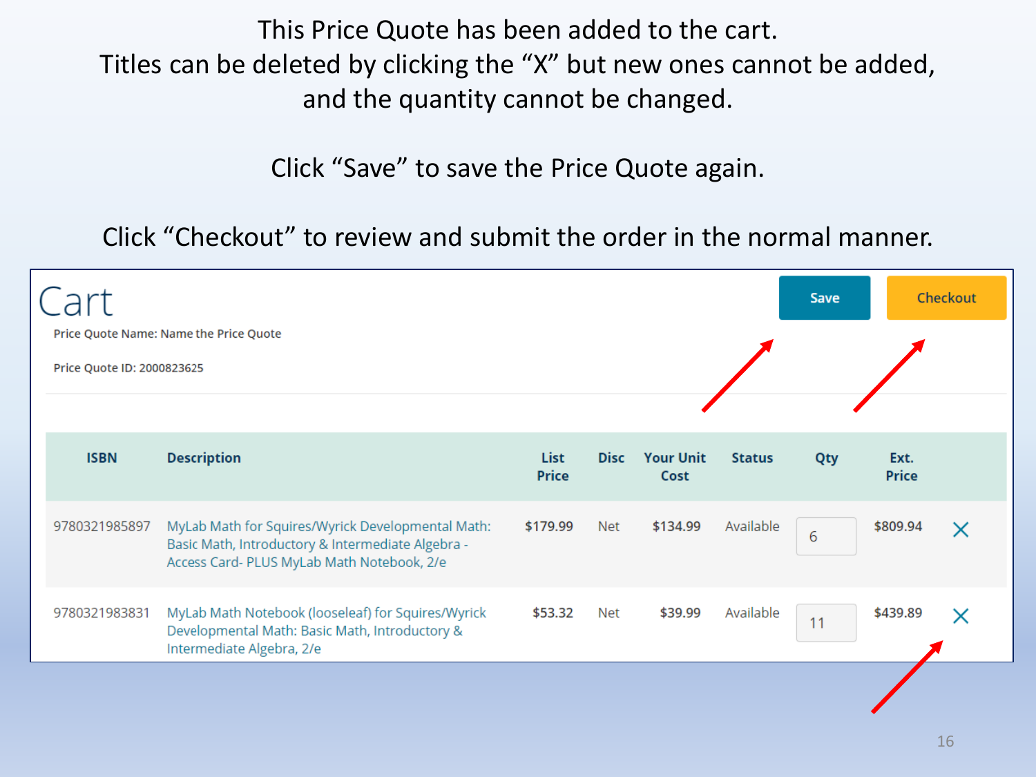This Price Quote has been added to the cart.
Titles can be deleted by clicking the "X" but new ones cannot be added, and the quantity cannot be changed.

Click "Save" to save the Price Quote again.

Click "Checkout" to review and submit the order in the normal manner.

# Cart

Save | Checkout

Price Quote Name: Name the Price Quote

Price Quote ID: 2000823625

| ISBN | Description | List Price | Disc | Your Unit Cost | Status | Qty | Ext. Price | |
|---|---|---|---|---|---|---|---|---|
| 9780321985897 | MyLab Math for Squires/Wyrick Developmental Math: Basic Math, Introductory & Intermediate Algebra - Access Card- PLUS MyLab Math Notebook, 2/e | $179.99 | Net | $134.99 | Available | 6 | $809.94 | X |
| 9780321983831 | MyLab Math Notebook (looseleaf) for Squires/Wyrick Developmental Math: Basic Math, Introductory & Intermediate Algebra, 2/e | $53.32 | Net | $39.99 | Available | 11 | $439.89 | X |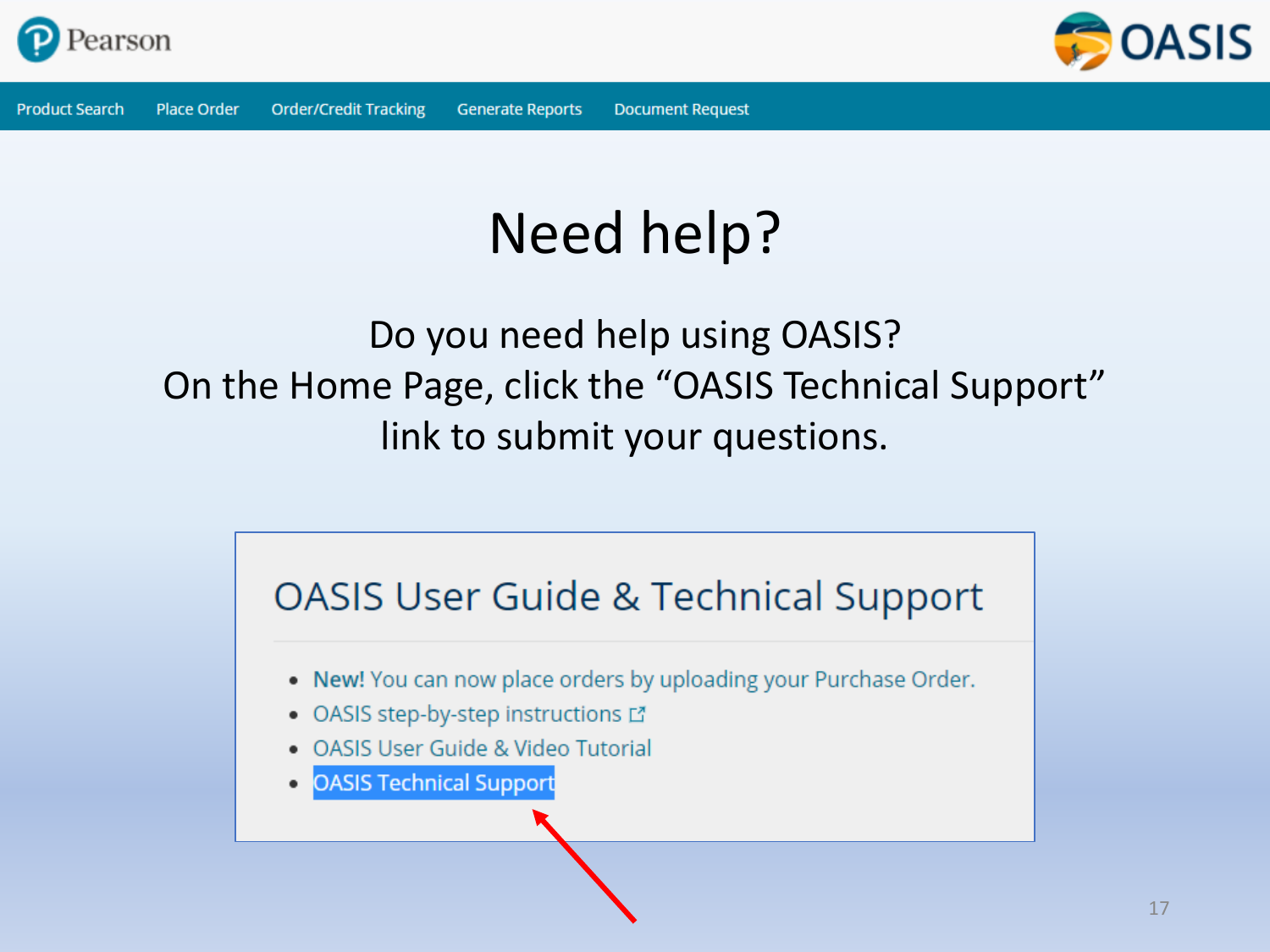Product Search | Place Order | Order/Credit Tracking | Generate Reports | Document Request

# Need help?

Do you need help using OASIS?
On the Home Page, click the "OASIS Technical Support" link to submit your questions.

## OASIS User Guide & Technical Support

- **New!** You can now place orders by uploading your Purchase Order.
- OASIS step-by-step instructions
- OASIS User Guide & Video Tutorial
- OASIS Technical Support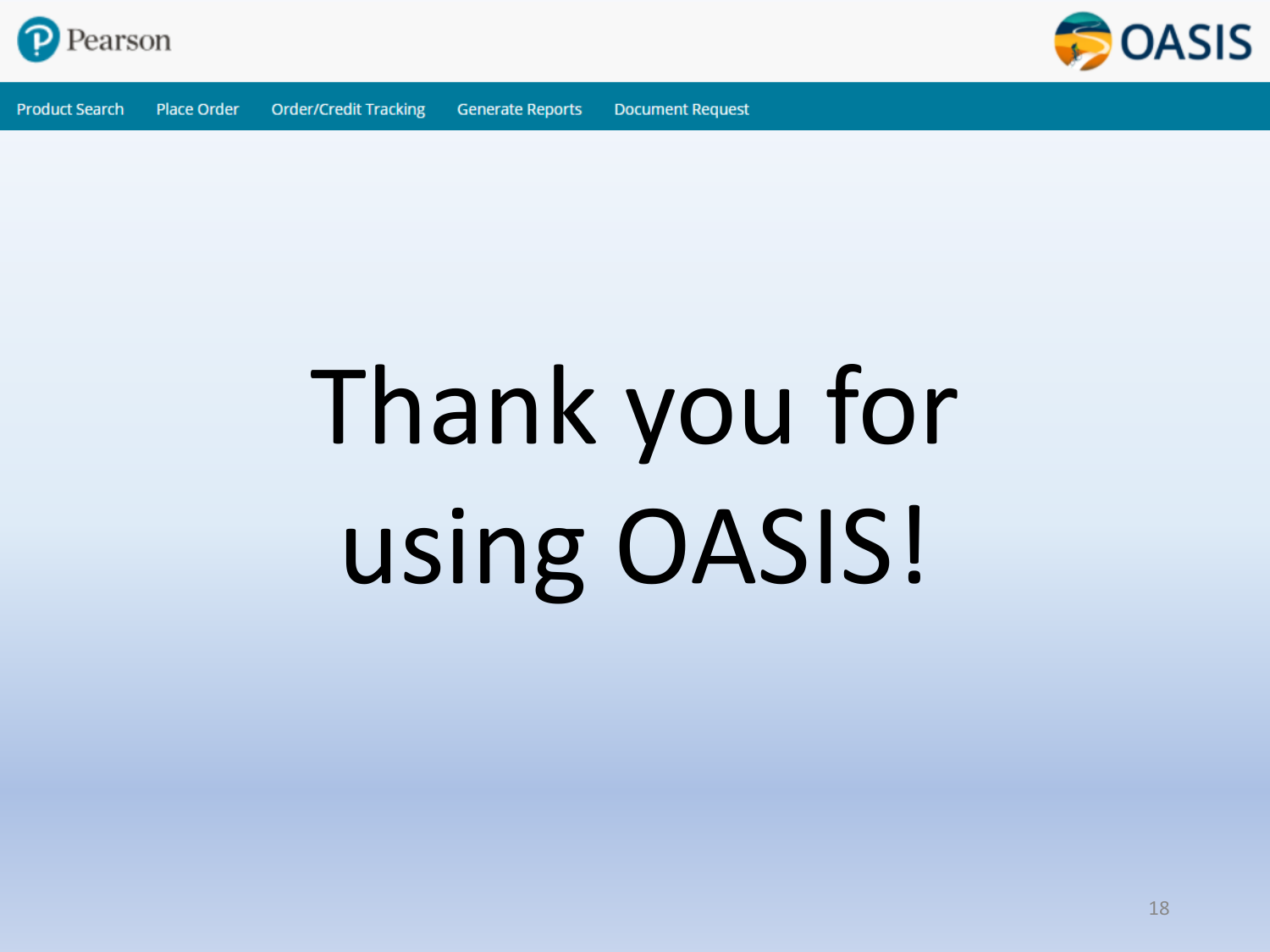Product Search | Place Order | Order/Credit Tracking | Generate Reports | Document Request

# Thank you for using OASIS!